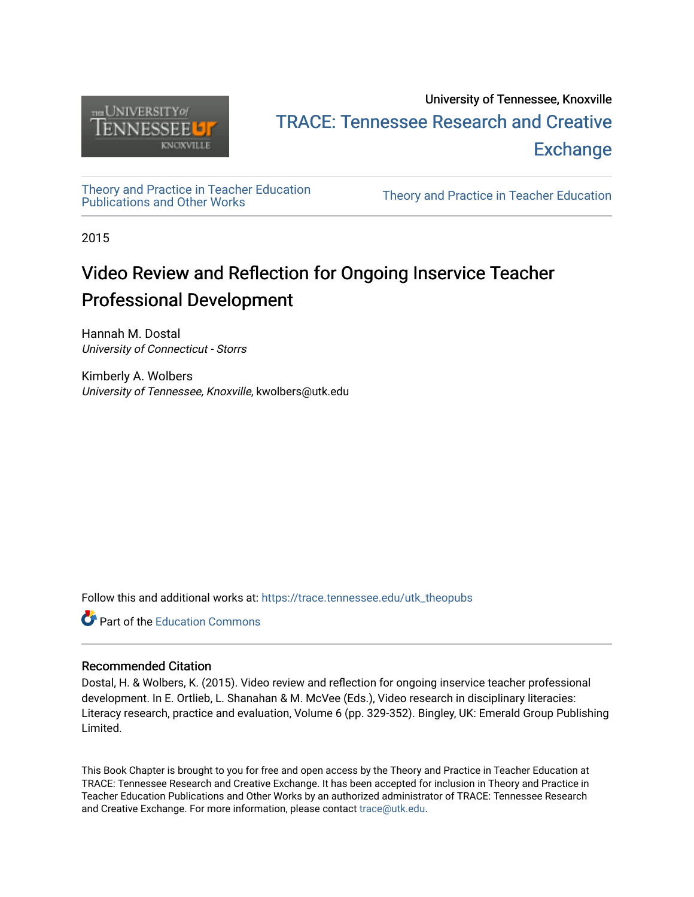University of Tennessee, Knoxville

TRACE: Tennessee Research and Creative Exchange

Theory and Practice in Teacher Education Publications and Other Works

Theory and Practice in Teacher Education

2015

# Video Review and Reflection for Ongoing Inservice Teacher Professional Development

Hannah M. Dostal
*University of Connecticut - Storrs*

Kimberly A. Wolbers
*University of Tennessee, Knoxville*, kwolbers@utk.edu

Follow this and additional works at: https://trace.tennessee.edu/utk_theopubs

Part of the Education Commons

## Recommended Citation

Dostal, H. & Wolbers, K. (2015). Video review and reflection for ongoing inservice teacher professional development. In E. Ortlieb, L. Shanahan & M. McVee (Eds.), Video research in disciplinary literacies: Literacy research, practice and evaluation, Volume 6 (pp. 329-352). Bingley, UK: Emerald Group Publishing Limited.

This Book Chapter is brought to you for free and open access by the Theory and Practice in Teacher Education at TRACE: Tennessee Research and Creative Exchange. It has been accepted for inclusion in Theory and Practice in Teacher Education Publications and Other Works by an authorized administrator of TRACE: Tennessee Research and Creative Exchange. For more information, please contact trace@utk.edu.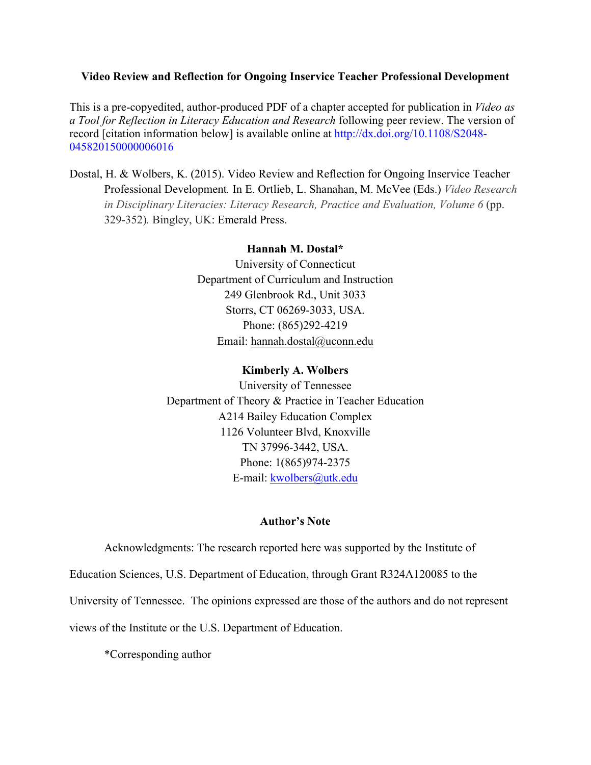**Video Review and Reflection for Ongoing Inservice Teacher Professional Development**

This is a pre-copyedited, author-produced PDF of a chapter accepted for publication in *Video as a Tool for Reflection in Literacy Education and Research* following peer review. The version of record [citation information below] is available online at http://dx.doi.org/10.1108/S2048-045820150000006016

Dostal, H. & Wolbers, K. (2015). Video Review and Reflection for Ongoing Inservice Teacher Professional Development*.* In E. Ortlieb, L. Shanahan, M. McVee (Eds.) *Video Research in Disciplinary Literacies: Literacy Research, Practice and Evaluation, Volume 6* (pp. 329-352)*.* Bingley, UK: Emerald Press.

**Hannah M. Dostal***
University of Connecticut
Department of Curriculum and Instruction
249 Glenbrook Rd., Unit 3033
Storrs, CT 06269-3033, USA.
Phone: (865)292-4219
Email: hannah.dostal@uconn.edu

**Kimberly A. Wolbers**
University of Tennessee
Department of Theory & Practice in Teacher Education
A214 Bailey Education Complex
1126 Volunteer Blvd, Knoxville
TN 37996-3442, USA.
Phone: 1(865)974-2375
E-mail: kwolbers@utk.edu

**Author's Note**

Acknowledgments: The research reported here was supported by the Institute of Education Sciences, U.S. Department of Education, through Grant R324A120085 to the University of Tennessee. The opinions expressed are those of the authors and do not represent views of the Institute or the U.S. Department of Education.

*Corresponding author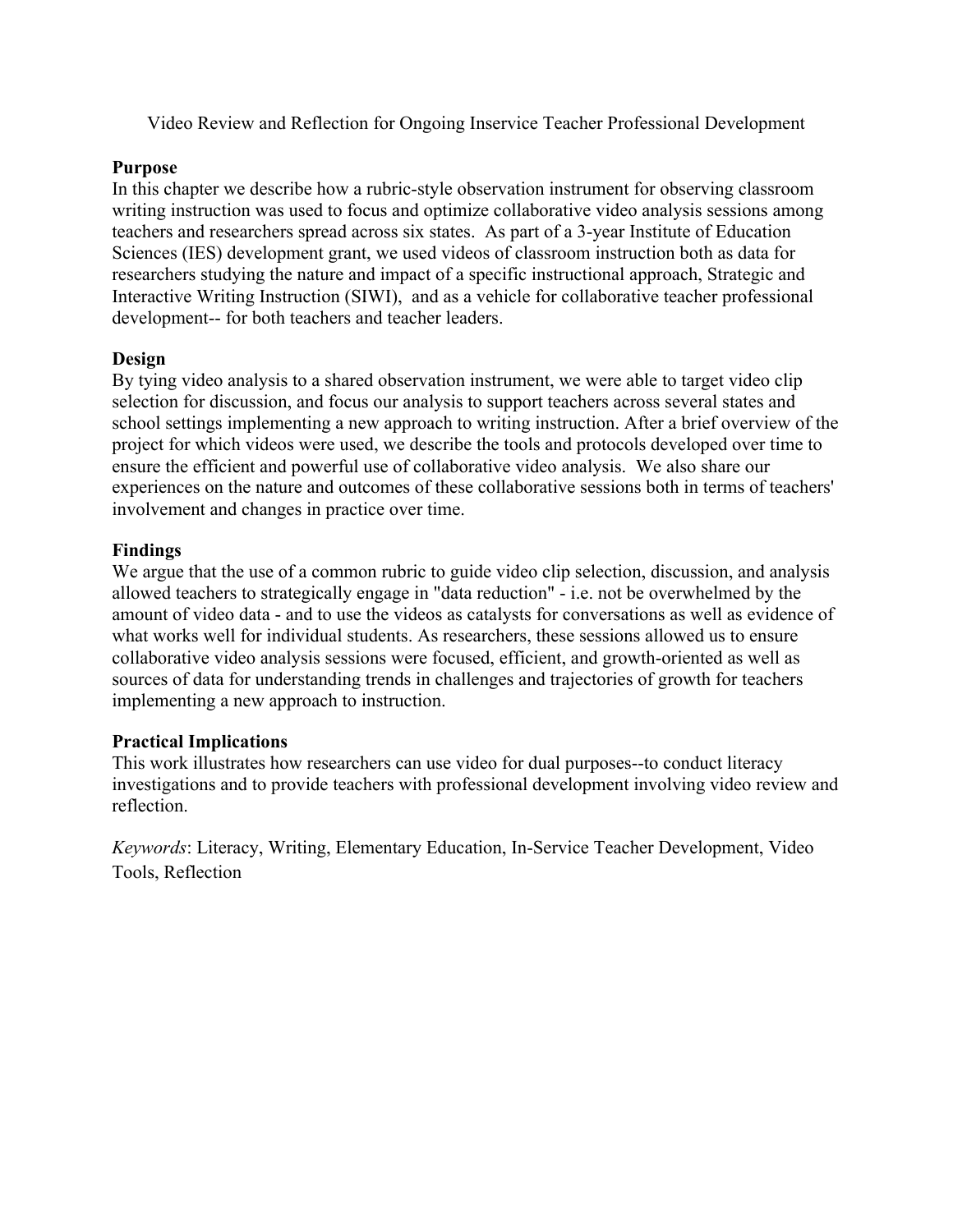# Video Review and Reflection for Ongoing Inservice Teacher Professional Development

## Purpose

In this chapter we describe how a rubric-style observation instrument for observing classroom writing instruction was used to focus and optimize collaborative video analysis sessions among teachers and researchers spread across six states. As part of a 3-year Institute of Education Sciences (IES) development grant, we used videos of classroom instruction both as data for researchers studying the nature and impact of a specific instructional approach, Strategic and Interactive Writing Instruction (SIWI), and as a vehicle for collaborative teacher professional development-- for both teachers and teacher leaders.

## Design

By tying video analysis to a shared observation instrument, we were able to target video clip selection for discussion, and focus our analysis to support teachers across several states and school settings implementing a new approach to writing instruction. After a brief overview of the project for which videos were used, we describe the tools and protocols developed over time to ensure the efficient and powerful use of collaborative video analysis. We also share our experiences on the nature and outcomes of these collaborative sessions both in terms of teachers' involvement and changes in practice over time.

## Findings

We argue that the use of a common rubric to guide video clip selection, discussion, and analysis allowed teachers to strategically engage in "data reduction" - i.e. not be overwhelmed by the amount of video data - and to use the videos as catalysts for conversations as well as evidence of what works well for individual students. As researchers, these sessions allowed us to ensure collaborative video analysis sessions were focused, efficient, and growth-oriented as well as sources of data for understanding trends in challenges and trajectories of growth for teachers implementing a new approach to instruction.

## Practical Implications

This work illustrates how researchers can use video for dual purposes--to conduct literacy investigations and to provide teachers with professional development involving video review and reflection.

*Keywords*: Literacy, Writing, Elementary Education, In-Service Teacher Development, Video Tools, Reflection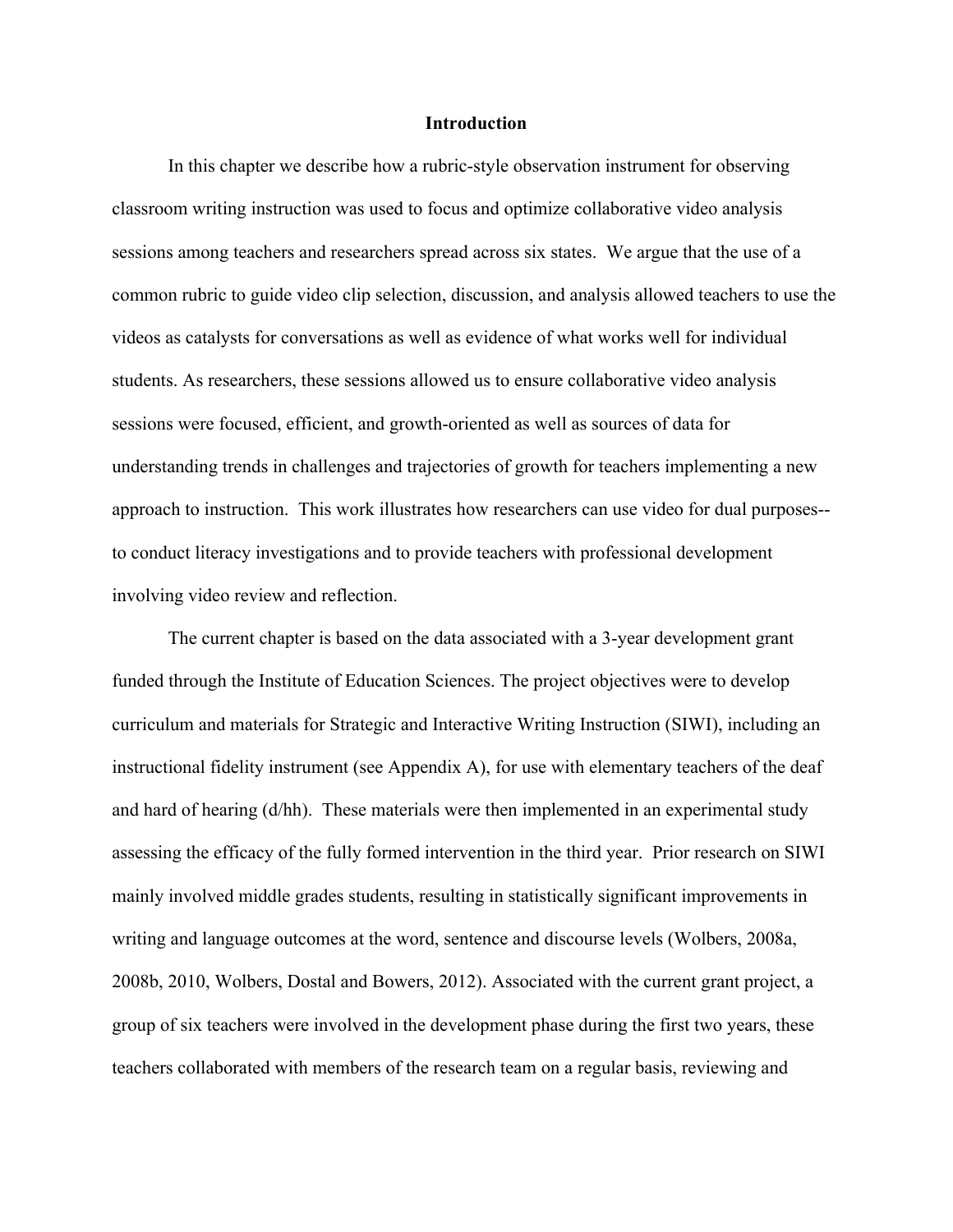## Introduction

In this chapter we describe how a rubric-style observation instrument for observing classroom writing instruction was used to focus and optimize collaborative video analysis sessions among teachers and researchers spread across six states. We argue that the use of a common rubric to guide video clip selection, discussion, and analysis allowed teachers to use the videos as catalysts for conversations as well as evidence of what works well for individual students. As researchers, these sessions allowed us to ensure collaborative video analysis sessions were focused, efficient, and growth-oriented as well as sources of data for understanding trends in challenges and trajectories of growth for teachers implementing a new approach to instruction. This work illustrates how researchers can use video for dual purposes--to conduct literacy investigations and to provide teachers with professional development involving video review and reflection.

The current chapter is based on the data associated with a 3-year development grant funded through the Institute of Education Sciences. The project objectives were to develop curriculum and materials for Strategic and Interactive Writing Instruction (SIWI), including an instructional fidelity instrument (see Appendix A), for use with elementary teachers of the deaf and hard of hearing (d/hh). These materials were then implemented in an experimental study assessing the efficacy of the fully formed intervention in the third year. Prior research on SIWI mainly involved middle grades students, resulting in statistically significant improvements in writing and language outcomes at the word, sentence and discourse levels (Wolbers, 2008a, 2008b, 2010, Wolbers, Dostal and Bowers, 2012). Associated with the current grant project, a group of six teachers were involved in the development phase during the first two years, these teachers collaborated with members of the research team on a regular basis, reviewing and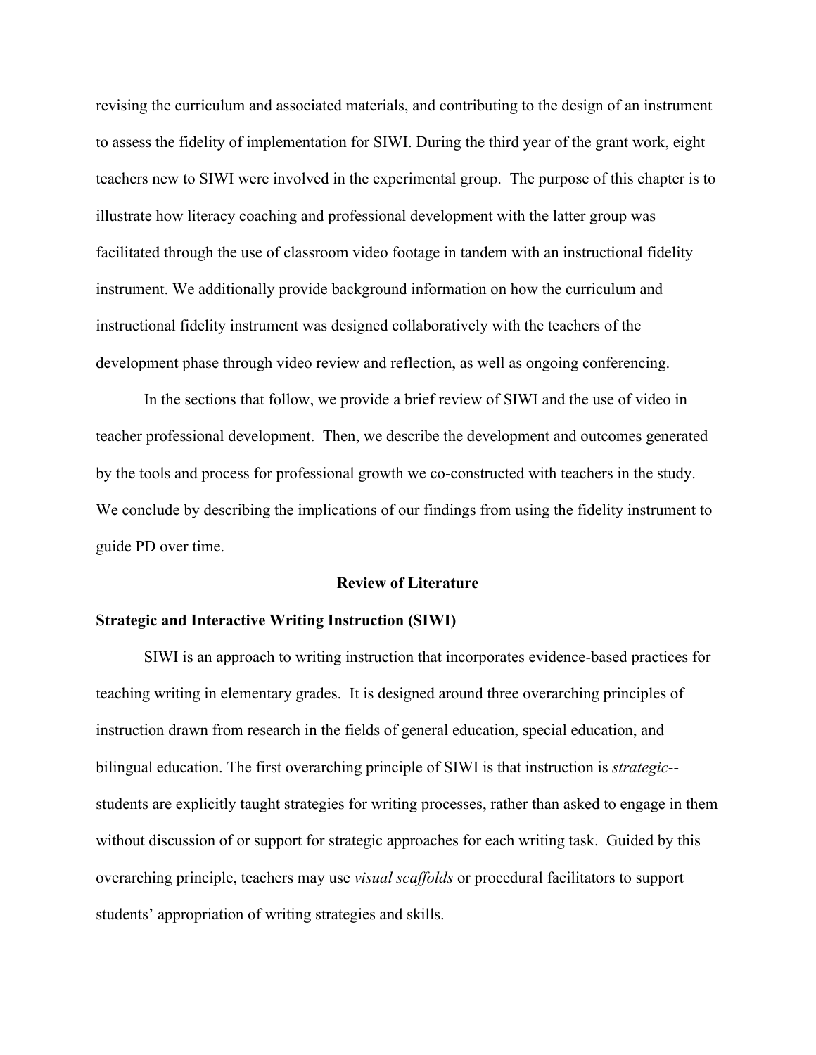revising the curriculum and associated materials, and contributing to the design of an instrument to assess the fidelity of implementation for SIWI. During the third year of the grant work, eight teachers new to SIWI were involved in the experimental group. The purpose of this chapter is to illustrate how literacy coaching and professional development with the latter group was facilitated through the use of classroom video footage in tandem with an instructional fidelity instrument. We additionally provide background information on how the curriculum and instructional fidelity instrument was designed collaboratively with the teachers of the development phase through video review and reflection, as well as ongoing conferencing.

In the sections that follow, we provide a brief review of SIWI and the use of video in teacher professional development. Then, we describe the development and outcomes generated by the tools and process for professional growth we co-constructed with teachers in the study. We conclude by describing the implications of our findings from using the fidelity instrument to guide PD over time.

## Review of Literature

### Strategic and Interactive Writing Instruction (SIWI)

SIWI is an approach to writing instruction that incorporates evidence-based practices for teaching writing in elementary grades. It is designed around three overarching principles of instruction drawn from research in the fields of general education, special education, and bilingual education. The first overarching principle of SIWI is that instruction is *strategic*--students are explicitly taught strategies for writing processes, rather than asked to engage in them without discussion of or support for strategic approaches for each writing task. Guided by this overarching principle, teachers may use *visual scaffolds* or procedural facilitators to support students' appropriation of writing strategies and skills.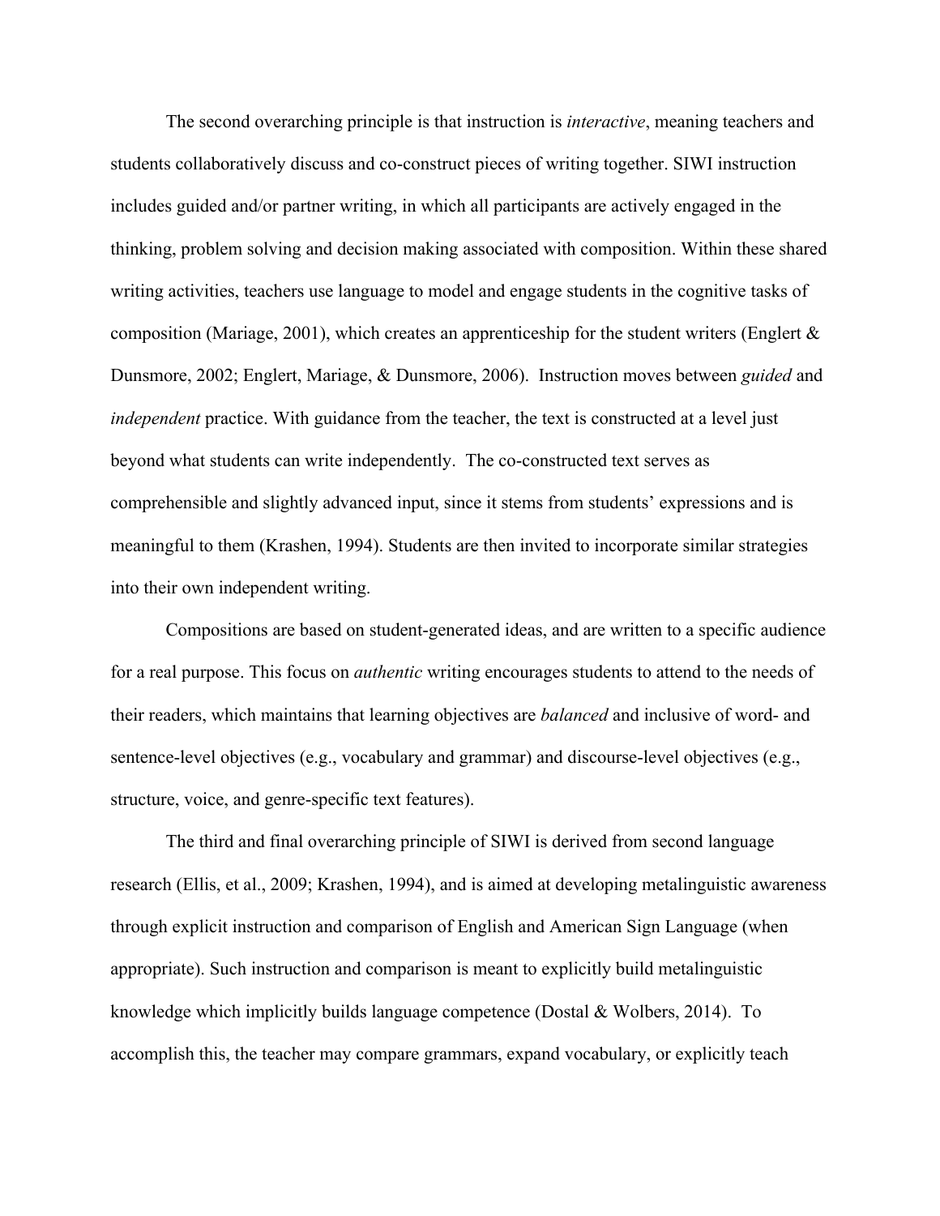The second overarching principle is that instruction is *interactive*, meaning teachers and students collaboratively discuss and co-construct pieces of writing together. SIWI instruction includes guided and/or partner writing, in which all participants are actively engaged in the thinking, problem solving and decision making associated with composition. Within these shared writing activities, teachers use language to model and engage students in the cognitive tasks of composition (Mariage, 2001), which creates an apprenticeship for the student writers (Englert & Dunsmore, 2002; Englert, Mariage, & Dunsmore, 2006). Instruction moves between *guided* and *independent* practice. With guidance from the teacher, the text is constructed at a level just beyond what students can write independently. The co-constructed text serves as comprehensible and slightly advanced input, since it stems from students' expressions and is meaningful to them (Krashen, 1994). Students are then invited to incorporate similar strategies into their own independent writing.

Compositions are based on student-generated ideas, and are written to a specific audience for a real purpose. This focus on *authentic* writing encourages students to attend to the needs of their readers, which maintains that learning objectives are *balanced* and inclusive of word- and sentence-level objectives (e.g., vocabulary and grammar) and discourse-level objectives (e.g., structure, voice, and genre-specific text features).

The third and final overarching principle of SIWI is derived from second language research (Ellis, et al., 2009; Krashen, 1994), and is aimed at developing metalinguistic awareness through explicit instruction and comparison of English and American Sign Language (when appropriate). Such instruction and comparison is meant to explicitly build metalinguistic knowledge which implicitly builds language competence (Dostal & Wolbers, 2014). To accomplish this, the teacher may compare grammars, expand vocabulary, or explicitly teach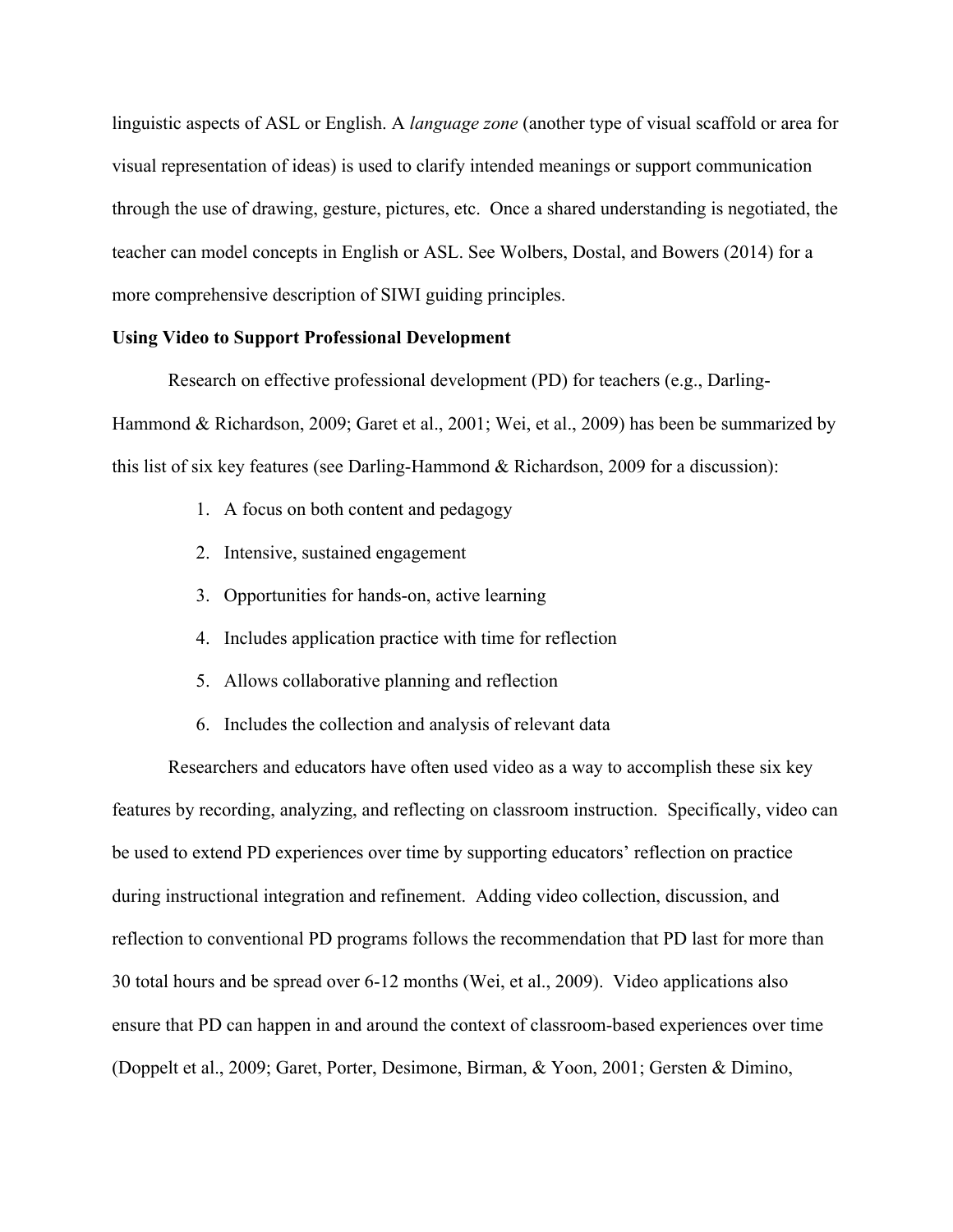linguistic aspects of ASL or English. A *language zone* (another type of visual scaffold or area for visual representation of ideas) is used to clarify intended meanings or support communication through the use of drawing, gesture, pictures, etc. Once a shared understanding is negotiated, the teacher can model concepts in English or ASL. See Wolbers, Dostal, and Bowers (2014) for a more comprehensive description of SIWI guiding principles.

**Using Video to Support Professional Development**

Research on effective professional development (PD) for teachers (e.g., Darling-Hammond & Richardson, 2009; Garet et al., 2001; Wei, et al., 2009) has been be summarized by this list of six key features (see Darling-Hammond & Richardson, 2009 for a discussion):

1. A focus on both content and pedagogy
2. Intensive, sustained engagement
3. Opportunities for hands-on, active learning
4. Includes application practice with time for reflection
5. Allows collaborative planning and reflection
6. Includes the collection and analysis of relevant data

Researchers and educators have often used video as a way to accomplish these six key features by recording, analyzing, and reflecting on classroom instruction. Specifically, video can be used to extend PD experiences over time by supporting educators' reflection on practice during instructional integration and refinement. Adding video collection, discussion, and reflection to conventional PD programs follows the recommendation that PD last for more than 30 total hours and be spread over 6-12 months (Wei, et al., 2009). Video applications also ensure that PD can happen in and around the context of classroom-based experiences over time (Doppelt et al., 2009; Garet, Porter, Desimone, Birman, & Yoon, 2001; Gersten & Dimino,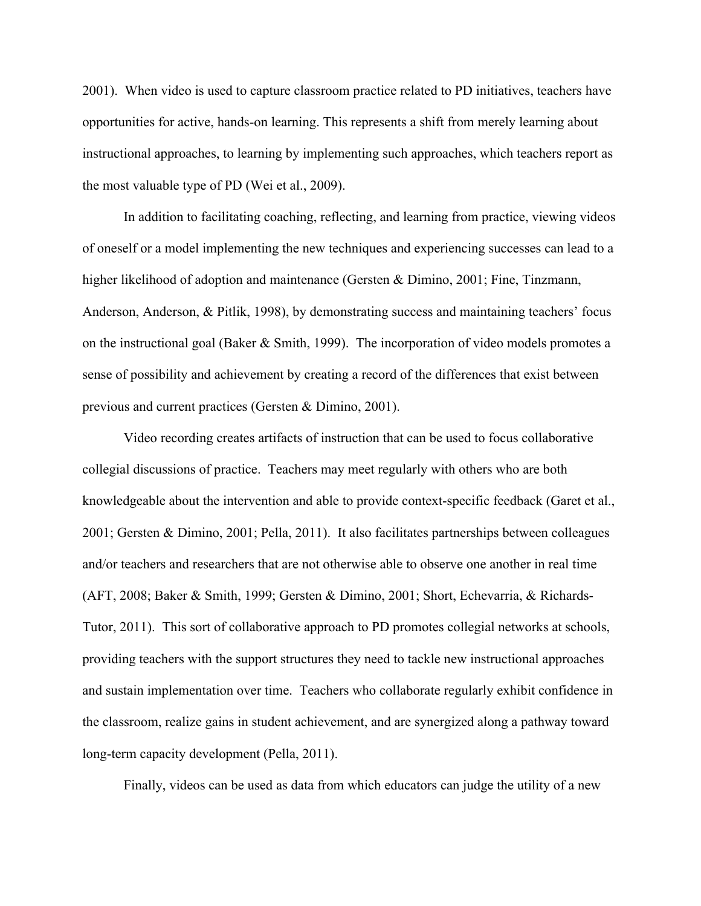2001). When video is used to capture classroom practice related to PD initiatives, teachers have opportunities for active, hands-on learning. This represents a shift from merely learning about instructional approaches, to learning by implementing such approaches, which teachers report as the most valuable type of PD (Wei et al., 2009).

In addition to facilitating coaching, reflecting, and learning from practice, viewing videos of oneself or a model implementing the new techniques and experiencing successes can lead to a higher likelihood of adoption and maintenance (Gersten & Dimino, 2001; Fine, Tinzmann, Anderson, Anderson, & Pitlik, 1998), by demonstrating success and maintaining teachers' focus on the instructional goal (Baker & Smith, 1999). The incorporation of video models promotes a sense of possibility and achievement by creating a record of the differences that exist between previous and current practices (Gersten & Dimino, 2001).

Video recording creates artifacts of instruction that can be used to focus collaborative collegial discussions of practice. Teachers may meet regularly with others who are both knowledgeable about the intervention and able to provide context-specific feedback (Garet et al., 2001; Gersten & Dimino, 2001; Pella, 2011). It also facilitates partnerships between colleagues and/or teachers and researchers that are not otherwise able to observe one another in real time (AFT, 2008; Baker & Smith, 1999; Gersten & Dimino, 2001; Short, Echevarria, & Richards-Tutor, 2011). This sort of collaborative approach to PD promotes collegial networks at schools, providing teachers with the support structures they need to tackle new instructional approaches and sustain implementation over time. Teachers who collaborate regularly exhibit confidence in the classroom, realize gains in student achievement, and are synergized along a pathway toward long-term capacity development (Pella, 2011).

Finally, videos can be used as data from which educators can judge the utility of a new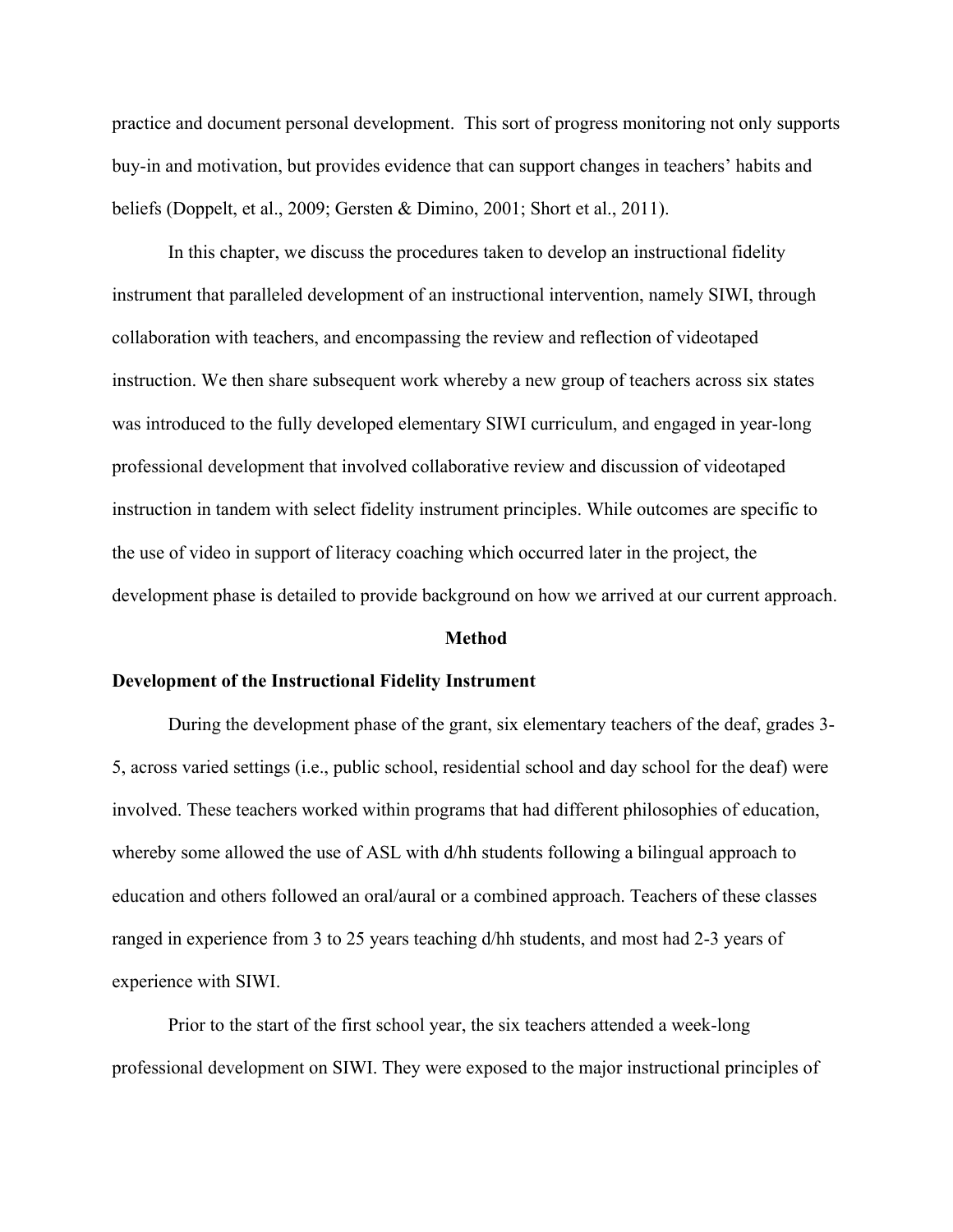practice and document personal development. This sort of progress monitoring not only supports buy-in and motivation, but provides evidence that can support changes in teachers' habits and beliefs (Doppelt, et al., 2009; Gersten & Dimino, 2001; Short et al., 2011).

In this chapter, we discuss the procedures taken to develop an instructional fidelity instrument that paralleled development of an instructional intervention, namely SIWI, through collaboration with teachers, and encompassing the review and reflection of videotaped instruction. We then share subsequent work whereby a new group of teachers across six states was introduced to the fully developed elementary SIWI curriculum, and engaged in year-long professional development that involved collaborative review and discussion of videotaped instruction in tandem with select fidelity instrument principles. While outcomes are specific to the use of video in support of literacy coaching which occurred later in the project, the development phase is detailed to provide background on how we arrived at our current approach.

## Method

### Development of the Instructional Fidelity Instrument

During the development phase of the grant, six elementary teachers of the deaf, grades 3-5, across varied settings (i.e., public school, residential school and day school for the deaf) were involved. These teachers worked within programs that had different philosophies of education, whereby some allowed the use of ASL with d/hh students following a bilingual approach to education and others followed an oral/aural or a combined approach. Teachers of these classes ranged in experience from 3 to 25 years teaching d/hh students, and most had 2-3 years of experience with SIWI.

Prior to the start of the first school year, the six teachers attended a week-long professional development on SIWI. They were exposed to the major instructional principles of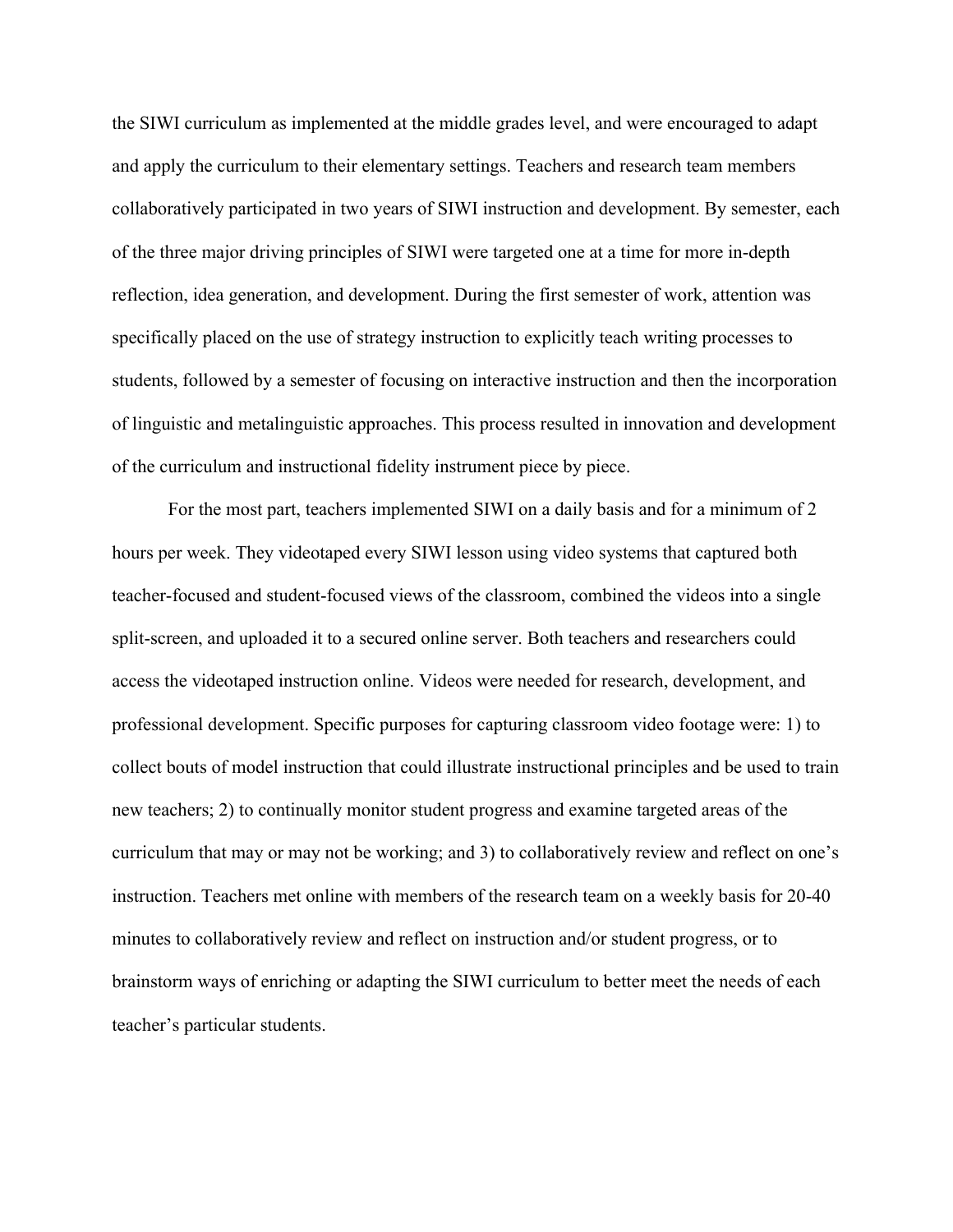the SIWI curriculum as implemented at the middle grades level, and were encouraged to adapt and apply the curriculum to their elementary settings. Teachers and research team members collaboratively participated in two years of SIWI instruction and development. By semester, each of the three major driving principles of SIWI were targeted one at a time for more in-depth reflection, idea generation, and development. During the first semester of work, attention was specifically placed on the use of strategy instruction to explicitly teach writing processes to students, followed by a semester of focusing on interactive instruction and then the incorporation of linguistic and metalinguistic approaches. This process resulted in innovation and development of the curriculum and instructional fidelity instrument piece by piece.

For the most part, teachers implemented SIWI on a daily basis and for a minimum of 2 hours per week. They videotaped every SIWI lesson using video systems that captured both teacher-focused and student-focused views of the classroom, combined the videos into a single split-screen, and uploaded it to a secured online server. Both teachers and researchers could access the videotaped instruction online. Videos were needed for research, development, and professional development. Specific purposes for capturing classroom video footage were: 1) to collect bouts of model instruction that could illustrate instructional principles and be used to train new teachers; 2) to continually monitor student progress and examine targeted areas of the curriculum that may or may not be working; and 3) to collaboratively review and reflect on one's instruction. Teachers met online with members of the research team on a weekly basis for 20-40 minutes to collaboratively review and reflect on instruction and/or student progress, or to brainstorm ways of enriching or adapting the SIWI curriculum to better meet the needs of each teacher's particular students.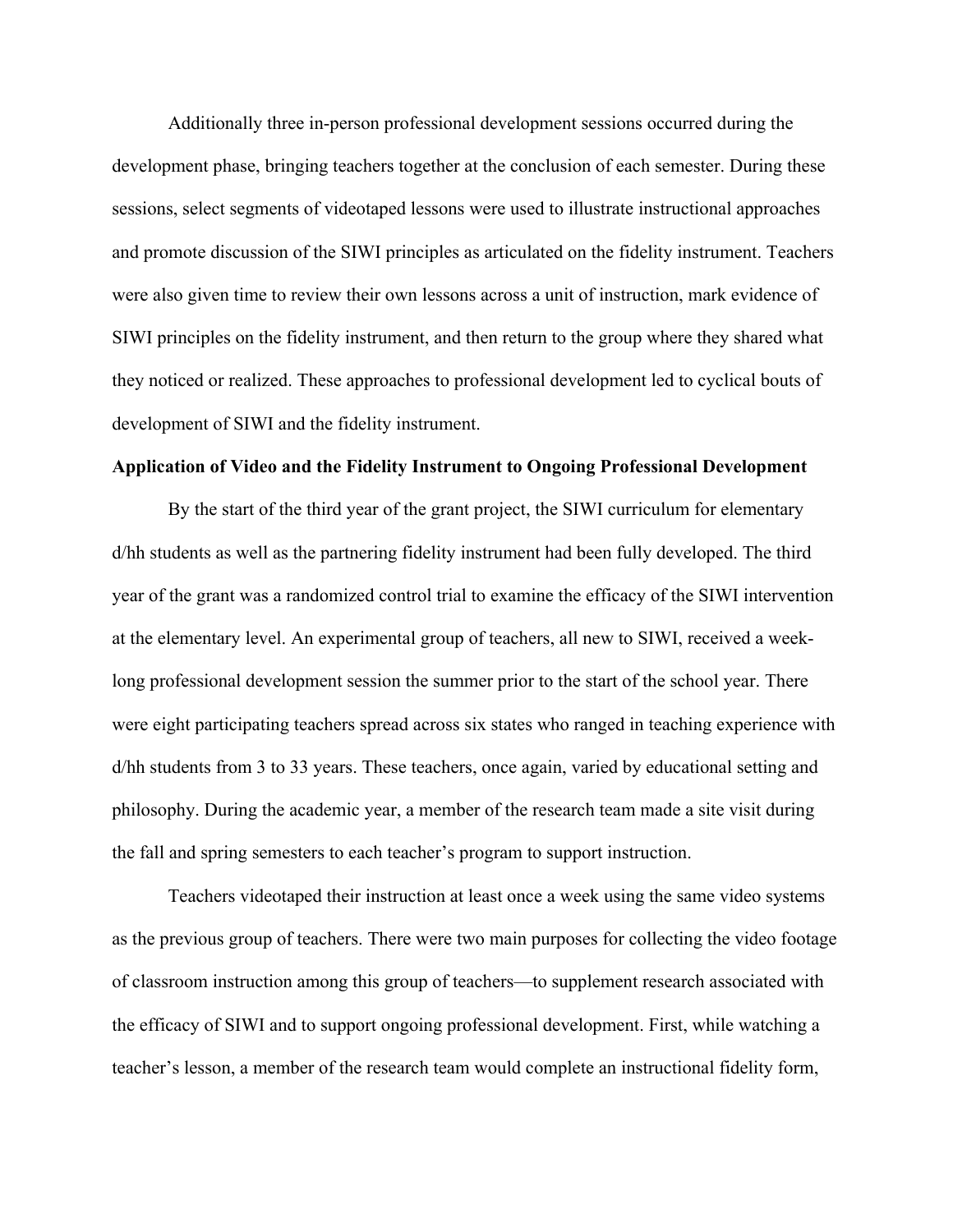Additionally three in-person professional development sessions occurred during the development phase, bringing teachers together at the conclusion of each semester. During these sessions, select segments of videotaped lessons were used to illustrate instructional approaches and promote discussion of the SIWI principles as articulated on the fidelity instrument. Teachers were also given time to review their own lessons across a unit of instruction, mark evidence of SIWI principles on the fidelity instrument, and then return to the group where they shared what they noticed or realized. These approaches to professional development led to cyclical bouts of development of SIWI and the fidelity instrument.

**Application of Video and the Fidelity Instrument to Ongoing Professional Development**

By the start of the third year of the grant project, the SIWI curriculum for elementary d/hh students as well as the partnering fidelity instrument had been fully developed. The third year of the grant was a randomized control trial to examine the efficacy of the SIWI intervention at the elementary level. An experimental group of teachers, all new to SIWI, received a week-long professional development session the summer prior to the start of the school year. There were eight participating teachers spread across six states who ranged in teaching experience with d/hh students from 3 to 33 years. These teachers, once again, varied by educational setting and philosophy. During the academic year, a member of the research team made a site visit during the fall and spring semesters to each teacher's program to support instruction.

Teachers videotaped their instruction at least once a week using the same video systems as the previous group of teachers. There were two main purposes for collecting the video footage of classroom instruction among this group of teachers—to supplement research associated with the efficacy of SIWI and to support ongoing professional development. First, while watching a teacher's lesson, a member of the research team would complete an instructional fidelity form,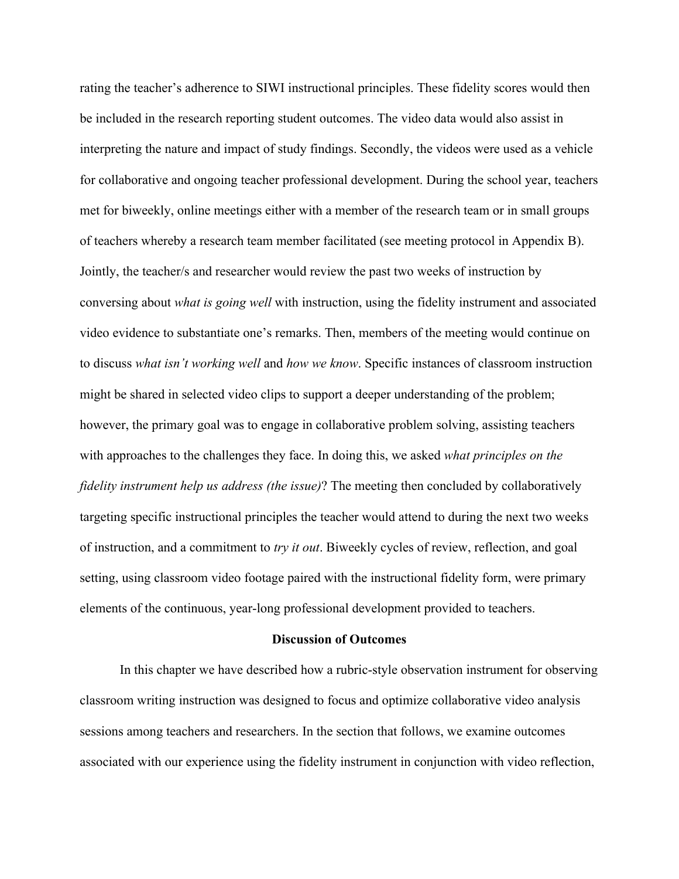rating the teacher's adherence to SIWI instructional principles. These fidelity scores would then be included in the research reporting student outcomes. The video data would also assist in interpreting the nature and impact of study findings. Secondly, the videos were used as a vehicle for collaborative and ongoing teacher professional development. During the school year, teachers met for biweekly, online meetings either with a member of the research team or in small groups of teachers whereby a research team member facilitated (see meeting protocol in Appendix B). Jointly, the teacher/s and researcher would review the past two weeks of instruction by conversing about *what is going well* with instruction, using the fidelity instrument and associated video evidence to substantiate one's remarks. Then, members of the meeting would continue on to discuss *what isn't working well* and *how we know*. Specific instances of classroom instruction might be shared in selected video clips to support a deeper understanding of the problem; however, the primary goal was to engage in collaborative problem solving, assisting teachers with approaches to the challenges they face. In doing this, we asked *what principles on the fidelity instrument help us address (the issue)*? The meeting then concluded by collaboratively targeting specific instructional principles the teacher would attend to during the next two weeks of instruction, and a commitment to *try it out*. Biweekly cycles of review, reflection, and goal setting, using classroom video footage paired with the instructional fidelity form, were primary elements of the continuous, year-long professional development provided to teachers.

## Discussion of Outcomes

In this chapter we have described how a rubric-style observation instrument for observing classroom writing instruction was designed to focus and optimize collaborative video analysis sessions among teachers and researchers. In the section that follows, we examine outcomes associated with our experience using the fidelity instrument in conjunction with video reflection,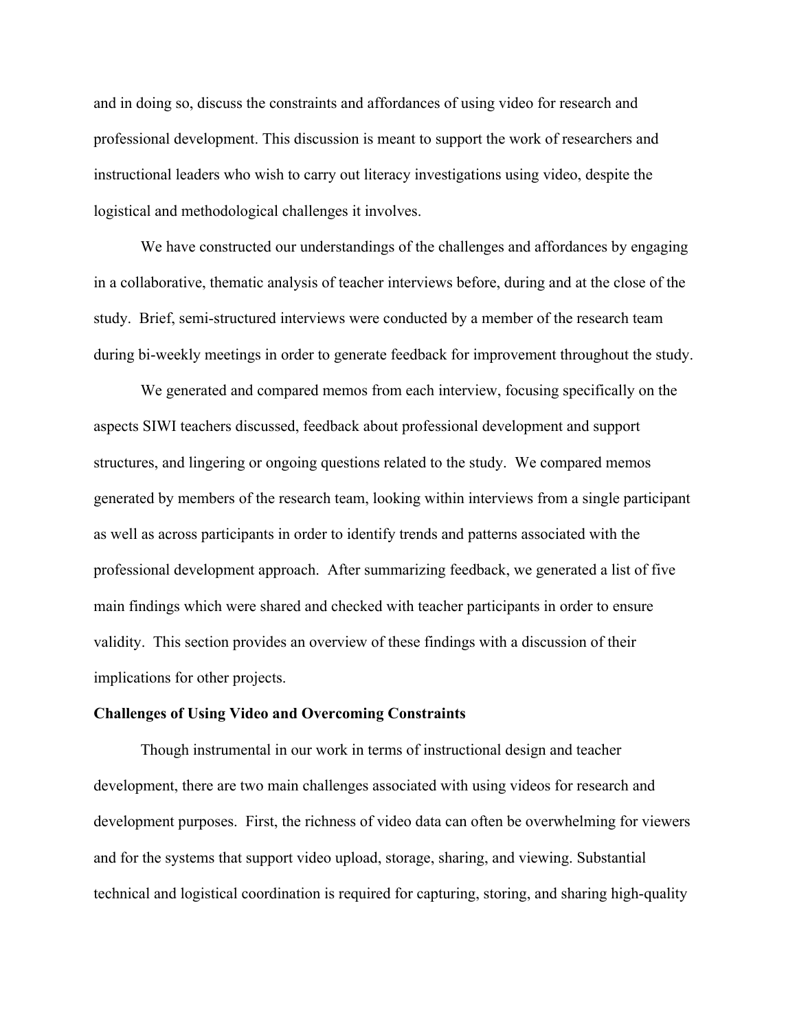and in doing so, discuss the constraints and affordances of using video for research and professional development. This discussion is meant to support the work of researchers and instructional leaders who wish to carry out literacy investigations using video, despite the logistical and methodological challenges it involves.

We have constructed our understandings of the challenges and affordances by engaging in a collaborative, thematic analysis of teacher interviews before, during and at the close of the study. Brief, semi-structured interviews were conducted by a member of the research team during bi-weekly meetings in order to generate feedback for improvement throughout the study.

We generated and compared memos from each interview, focusing specifically on the aspects SIWI teachers discussed, feedback about professional development and support structures, and lingering or ongoing questions related to the study. We compared memos generated by members of the research team, looking within interviews from a single participant as well as across participants in order to identify trends and patterns associated with the professional development approach. After summarizing feedback, we generated a list of five main findings which were shared and checked with teacher participants in order to ensure validity. This section provides an overview of these findings with a discussion of their implications for other projects.

**Challenges of Using Video and Overcoming Constraints**

Though instrumental in our work in terms of instructional design and teacher development, there are two main challenges associated with using videos for research and development purposes. First, the richness of video data can often be overwhelming for viewers and for the systems that support video upload, storage, sharing, and viewing. Substantial technical and logistical coordination is required for capturing, storing, and sharing high-quality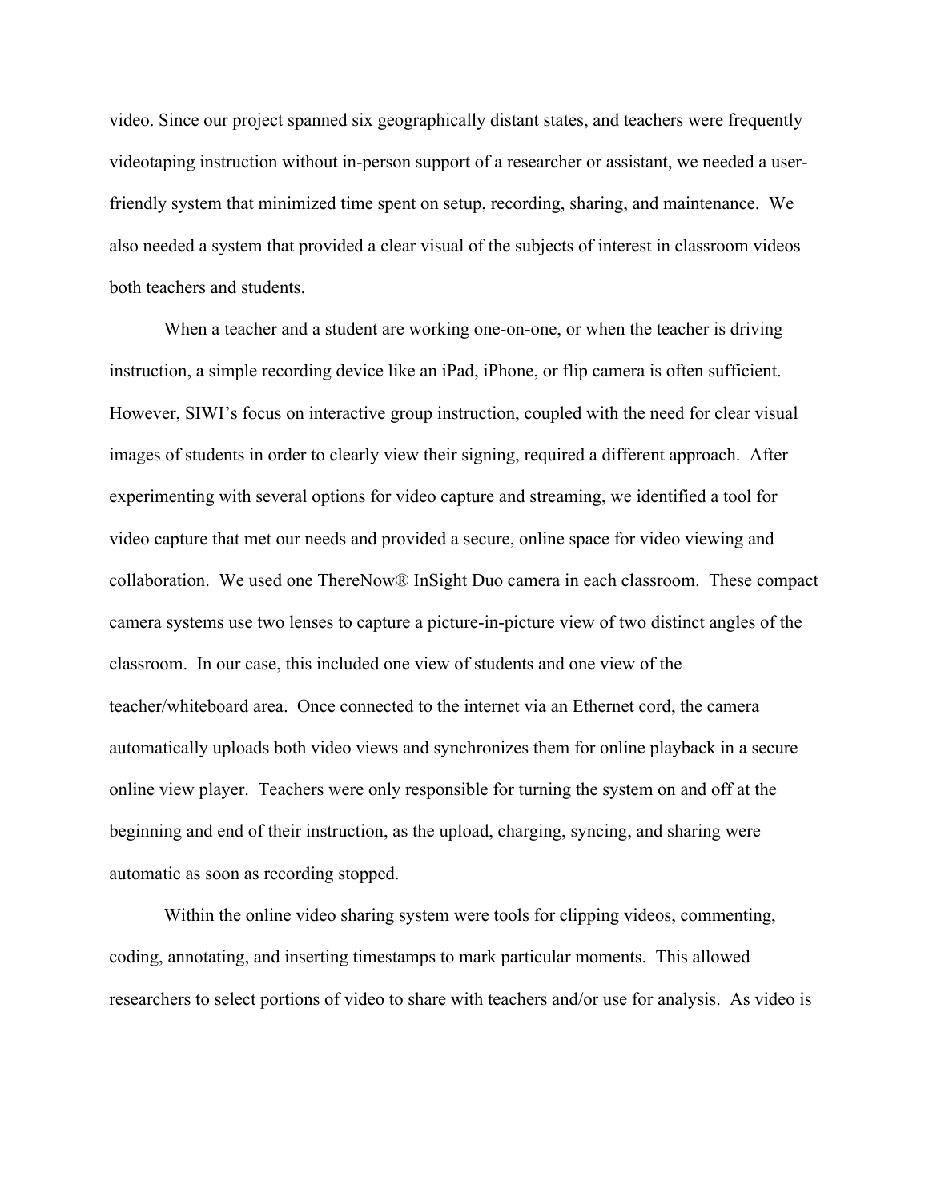video. Since our project spanned six geographically distant states, and teachers were frequently videotaping instruction without in-person support of a researcher or assistant, we needed a user-friendly system that minimized time spent on setup, recording, sharing, and maintenance. We also needed a system that provided a clear visual of the subjects of interest in classroom videos—both teachers and students.

When a teacher and a student are working one-on-one, or when the teacher is driving instruction, a simple recording device like an iPad, iPhone, or flip camera is often sufficient. However, SIWI's focus on interactive group instruction, coupled with the need for clear visual images of students in order to clearly view their signing, required a different approach. After experimenting with several options for video capture and streaming, we identified a tool for video capture that met our needs and provided a secure, online space for video viewing and collaboration. We used one ThereNow® InSight Duo camera in each classroom. These compact camera systems use two lenses to capture a picture-in-picture view of two distinct angles of the classroom. In our case, this included one view of students and one view of the teacher/whiteboard area. Once connected to the internet via an Ethernet cord, the camera automatically uploads both video views and synchronizes them for online playback in a secure online view player. Teachers were only responsible for turning the system on and off at the beginning and end of their instruction, as the upload, charging, syncing, and sharing were automatic as soon as recording stopped.

Within the online video sharing system were tools for clipping videos, commenting, coding, annotating, and inserting timestamps to mark particular moments. This allowed researchers to select portions of video to share with teachers and/or use for analysis. As video is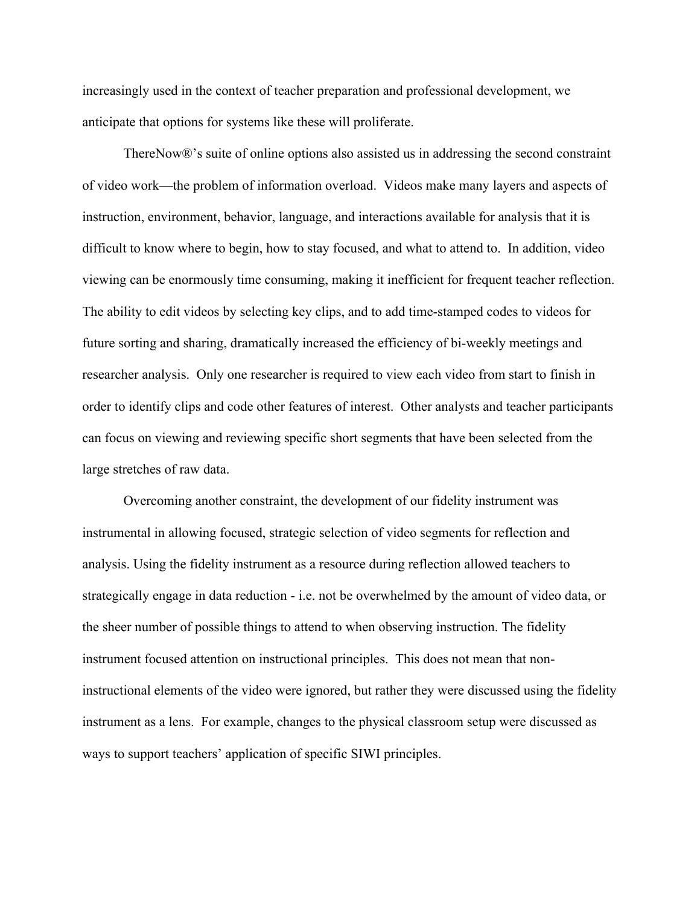increasingly used in the context of teacher preparation and professional development, we anticipate that options for systems like these will proliferate.

ThereNow®'s suite of online options also assisted us in addressing the second constraint of video work—the problem of information overload. Videos make many layers and aspects of instruction, environment, behavior, language, and interactions available for analysis that it is difficult to know where to begin, how to stay focused, and what to attend to. In addition, video viewing can be enormously time consuming, making it inefficient for frequent teacher reflection. The ability to edit videos by selecting key clips, and to add time-stamped codes to videos for future sorting and sharing, dramatically increased the efficiency of bi-weekly meetings and researcher analysis. Only one researcher is required to view each video from start to finish in order to identify clips and code other features of interest. Other analysts and teacher participants can focus on viewing and reviewing specific short segments that have been selected from the large stretches of raw data.

Overcoming another constraint, the development of our fidelity instrument was instrumental in allowing focused, strategic selection of video segments for reflection and analysis. Using the fidelity instrument as a resource during reflection allowed teachers to strategically engage in data reduction - i.e. not be overwhelmed by the amount of video data, or the sheer number of possible things to attend to when observing instruction. The fidelity instrument focused attention on instructional principles. This does not mean that non-instructional elements of the video were ignored, but rather they were discussed using the fidelity instrument as a lens. For example, changes to the physical classroom setup were discussed as ways to support teachers' application of specific SIWI principles.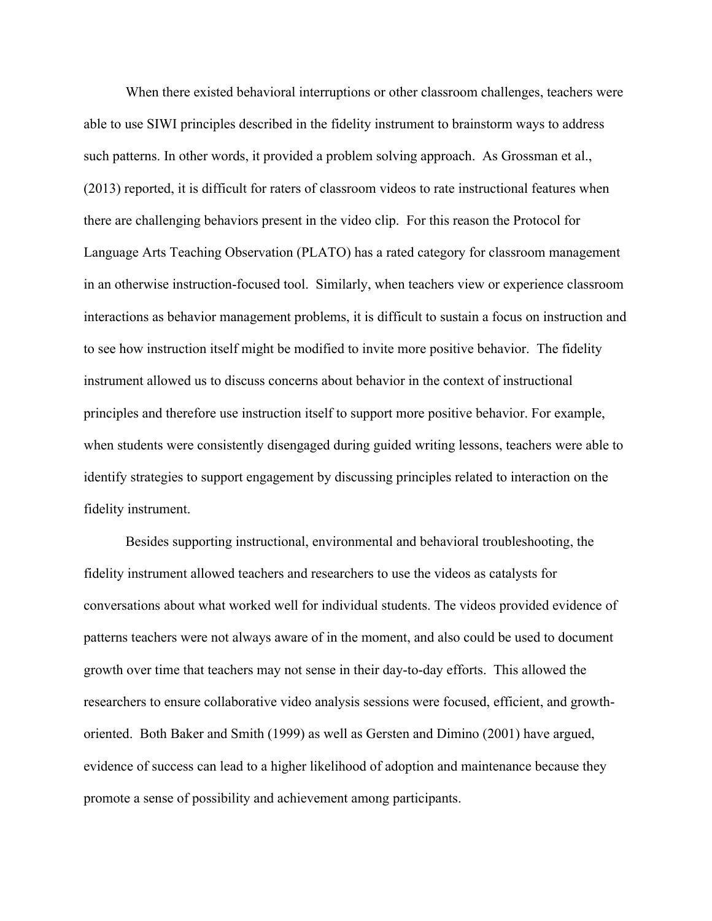When there existed behavioral interruptions or other classroom challenges, teachers were able to use SIWI principles described in the fidelity instrument to brainstorm ways to address such patterns. In other words, it provided a problem solving approach. As Grossman et al., (2013) reported, it is difficult for raters of classroom videos to rate instructional features when there are challenging behaviors present in the video clip. For this reason the Protocol for Language Arts Teaching Observation (PLATO) has a rated category for classroom management in an otherwise instruction-focused tool. Similarly, when teachers view or experience classroom interactions as behavior management problems, it is difficult to sustain a focus on instruction and to see how instruction itself might be modified to invite more positive behavior. The fidelity instrument allowed us to discuss concerns about behavior in the context of instructional principles and therefore use instruction itself to support more positive behavior. For example, when students were consistently disengaged during guided writing lessons, teachers were able to identify strategies to support engagement by discussing principles related to interaction on the fidelity instrument.

Besides supporting instructional, environmental and behavioral troubleshooting, the fidelity instrument allowed teachers and researchers to use the videos as catalysts for conversations about what worked well for individual students. The videos provided evidence of patterns teachers were not always aware of in the moment, and also could be used to document growth over time that teachers may not sense in their day-to-day efforts. This allowed the researchers to ensure collaborative video analysis sessions were focused, efficient, and growth-oriented. Both Baker and Smith (1999) as well as Gersten and Dimino (2001) have argued, evidence of success can lead to a higher likelihood of adoption and maintenance because they promote a sense of possibility and achievement among participants.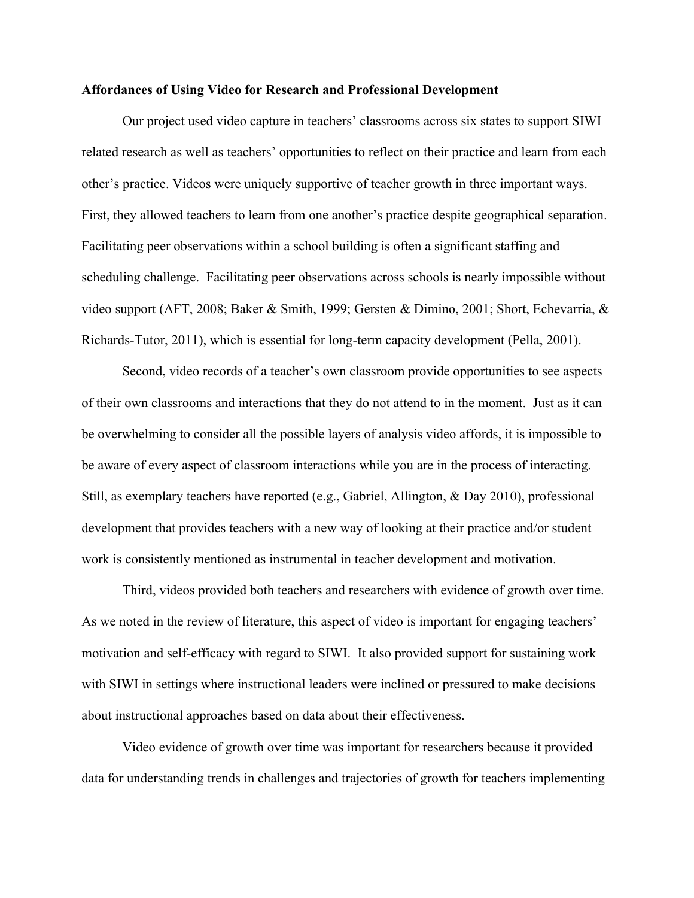**Affordances of Using Video for Research and Professional Development**

Our project used video capture in teachers' classrooms across six states to support SIWI related research as well as teachers' opportunities to reflect on their practice and learn from each other's practice. Videos were uniquely supportive of teacher growth in three important ways. First, they allowed teachers to learn from one another's practice despite geographical separation. Facilitating peer observations within a school building is often a significant staffing and scheduling challenge. Facilitating peer observations across schools is nearly impossible without video support (AFT, 2008; Baker & Smith, 1999; Gersten & Dimino, 2001; Short, Echevarria, & Richards-Tutor, 2011), which is essential for long-term capacity development (Pella, 2001).

Second, video records of a teacher's own classroom provide opportunities to see aspects of their own classrooms and interactions that they do not attend to in the moment. Just as it can be overwhelming to consider all the possible layers of analysis video affords, it is impossible to be aware of every aspect of classroom interactions while you are in the process of interacting. Still, as exemplary teachers have reported (e.g., Gabriel, Allington, & Day 2010), professional development that provides teachers with a new way of looking at their practice and/or student work is consistently mentioned as instrumental in teacher development and motivation.

Third, videos provided both teachers and researchers with evidence of growth over time. As we noted in the review of literature, this aspect of video is important for engaging teachers' motivation and self-efficacy with regard to SIWI. It also provided support for sustaining work with SIWI in settings where instructional leaders were inclined or pressured to make decisions about instructional approaches based on data about their effectiveness.

Video evidence of growth over time was important for researchers because it provided data for understanding trends in challenges and trajectories of growth for teachers implementing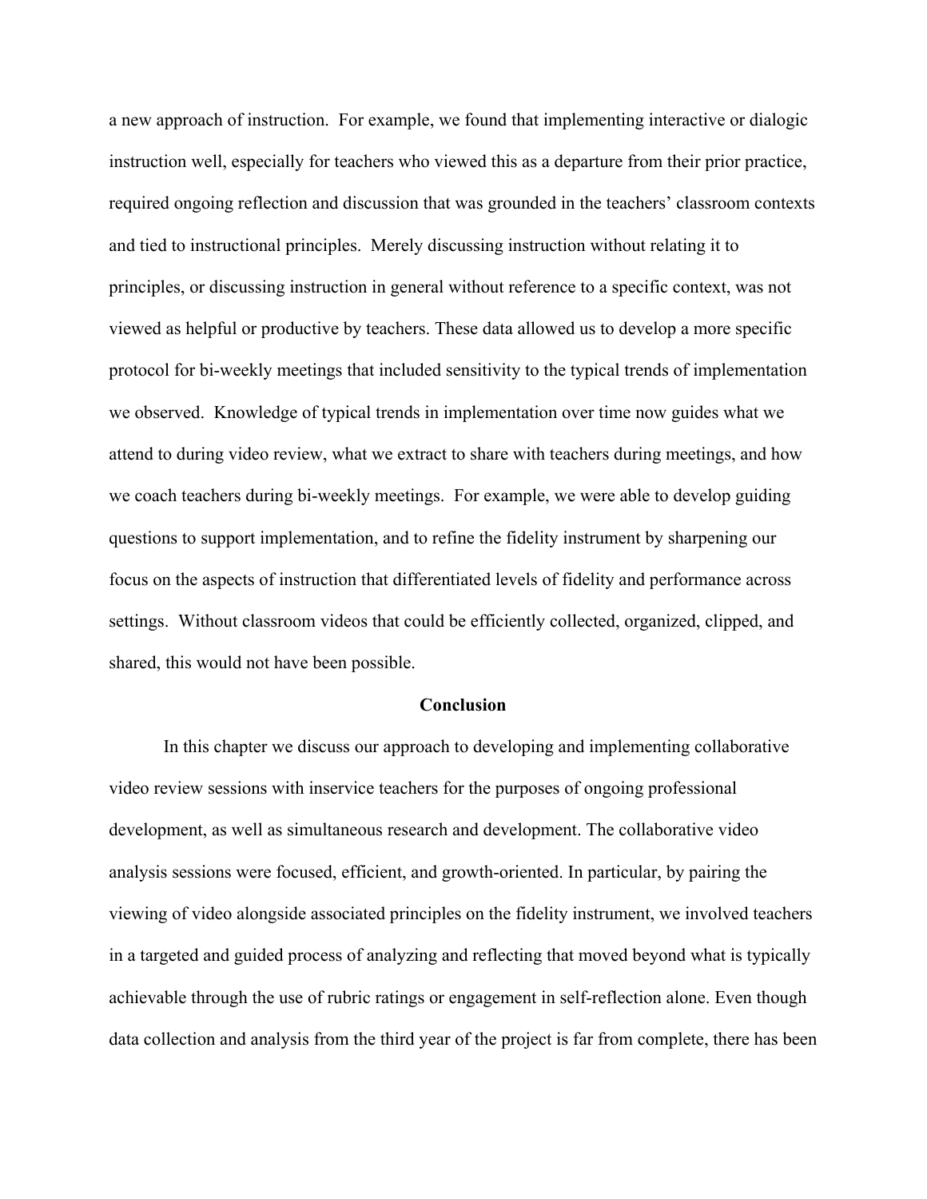a new approach of instruction. For example, we found that implementing interactive or dialogic instruction well, especially for teachers who viewed this as a departure from their prior practice, required ongoing reflection and discussion that was grounded in the teachers' classroom contexts and tied to instructional principles. Merely discussing instruction without relating it to principles, or discussing instruction in general without reference to a specific context, was not viewed as helpful or productive by teachers. These data allowed us to develop a more specific protocol for bi-weekly meetings that included sensitivity to the typical trends of implementation we observed. Knowledge of typical trends in implementation over time now guides what we attend to during video review, what we extract to share with teachers during meetings, and how we coach teachers during bi-weekly meetings. For example, we were able to develop guiding questions to support implementation, and to refine the fidelity instrument by sharpening our focus on the aspects of instruction that differentiated levels of fidelity and performance across settings. Without classroom videos that could be efficiently collected, organized, clipped, and shared, this would not have been possible.

## Conclusion

In this chapter we discuss our approach to developing and implementing collaborative video review sessions with inservice teachers for the purposes of ongoing professional development, as well as simultaneous research and development. The collaborative video analysis sessions were focused, efficient, and growth-oriented. In particular, by pairing the viewing of video alongside associated principles on the fidelity instrument, we involved teachers in a targeted and guided process of analyzing and reflecting that moved beyond what is typically achievable through the use of rubric ratings or engagement in self-reflection alone. Even though data collection and analysis from the third year of the project is far from complete, there has been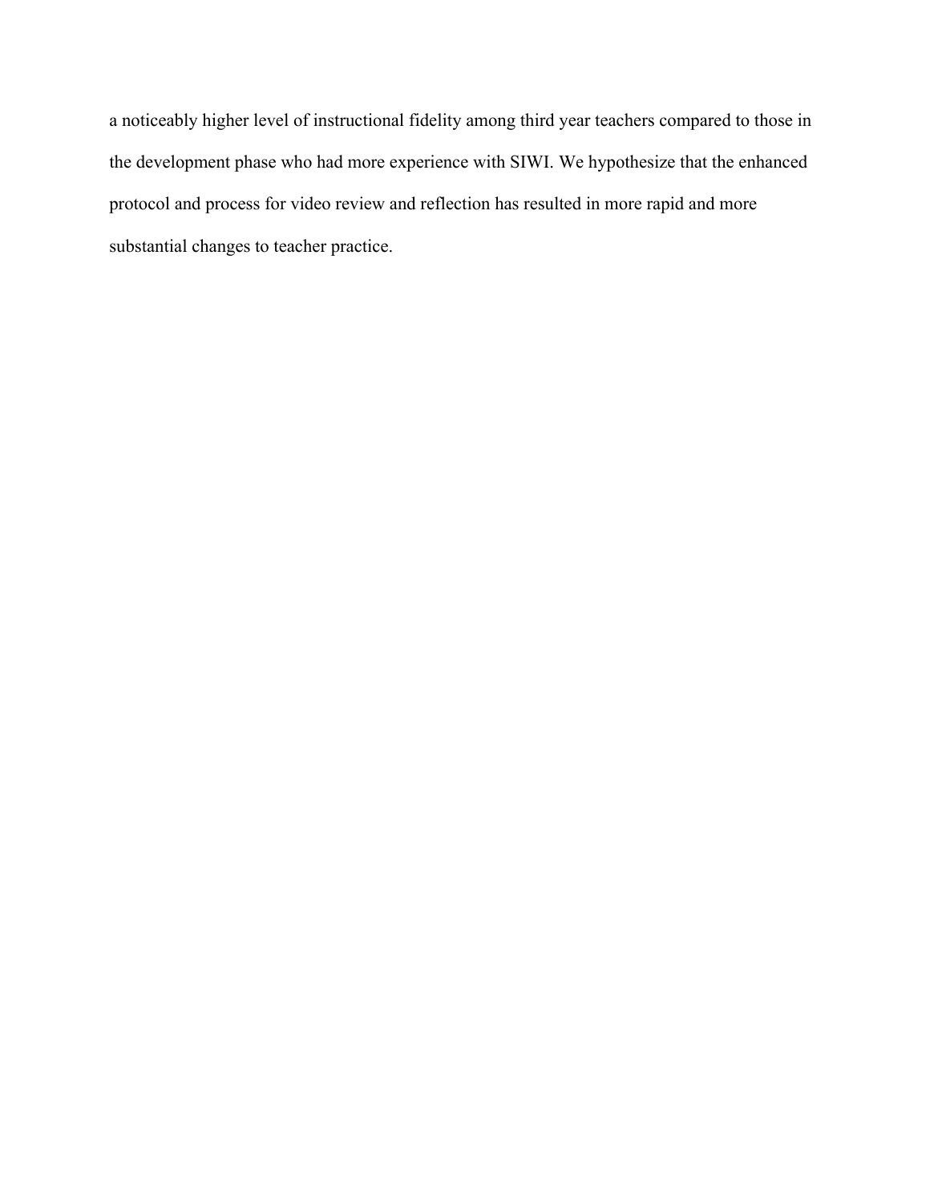a noticeably higher level of instructional fidelity among third year teachers compared to those in the development phase who had more experience with SIWI. We hypothesize that the enhanced protocol and process for video review and reflection has resulted in more rapid and more substantial changes to teacher practice.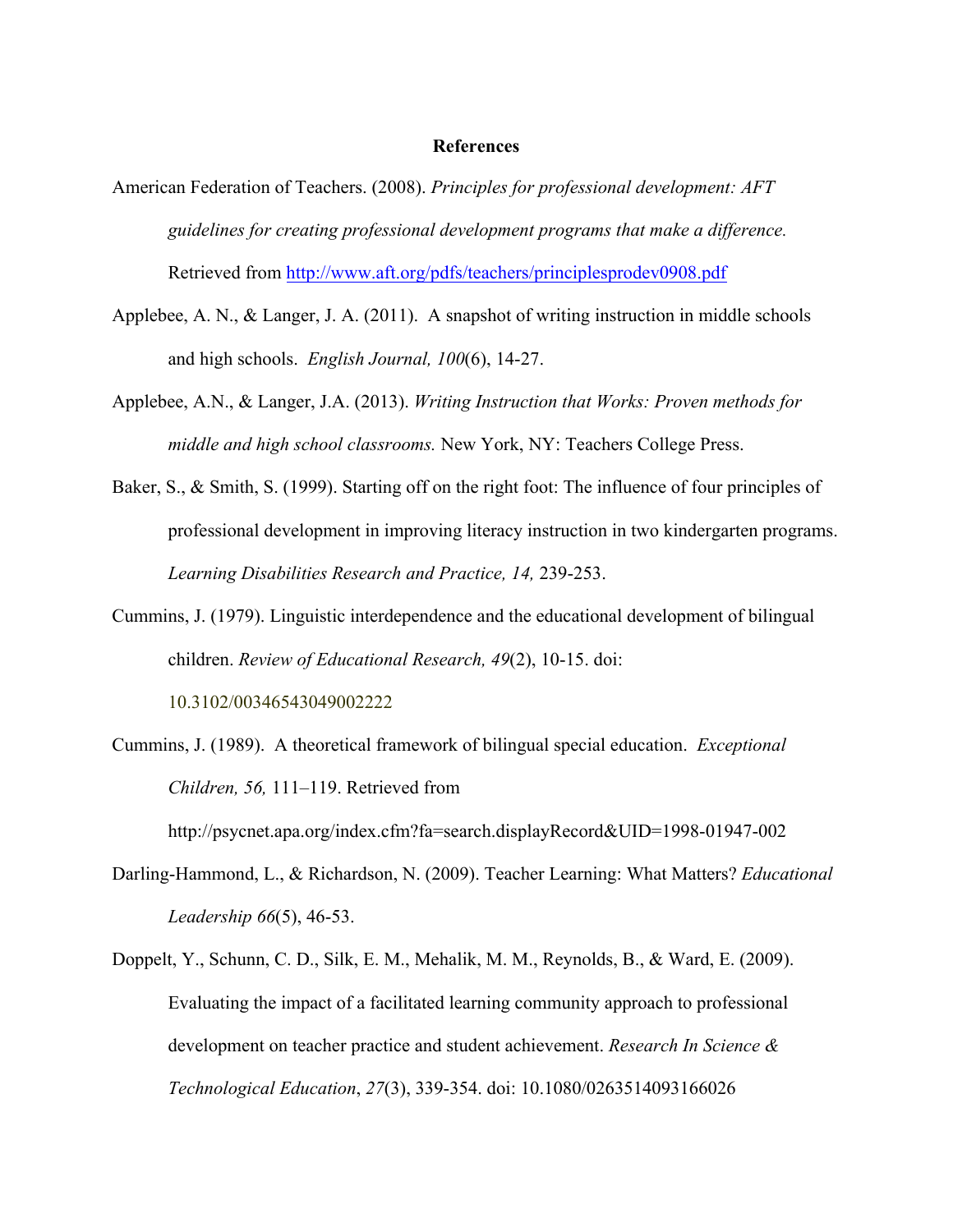**References**

American Federation of Teachers. (2008). *Principles for professional development: AFT guidelines for creating professional development programs that make a difference.* Retrieved from http://www.aft.org/pdfs/teachers/principlesprodev0908.pdf

Applebee, A. N., & Langer, J. A. (2011). A snapshot of writing instruction in middle schools and high schools. *English Journal, 100*(6), 14-27.

Applebee, A.N., & Langer, J.A. (2013). *Writing Instruction that Works: Proven methods for middle and high school classrooms.* New York, NY: Teachers College Press.

Baker, S., & Smith, S. (1999). Starting off on the right foot: The influence of four principles of professional development in improving literacy instruction in two kindergarten programs. *Learning Disabilities Research and Practice, 14,* 239-253.

Cummins, J. (1979). Linguistic interdependence and the educational development of bilingual children. *Review of Educational Research, 49*(2), 10-15. doi: 10.3102/00346543049002222

Cummins, J. (1989). A theoretical framework of bilingual special education. *Exceptional Children, 56,* 111–119. Retrieved from http://psycnet.apa.org/index.cfm?fa=search.displayRecord&UID=1998-01947-002

Darling-Hammond, L., & Richardson, N. (2009). Teacher Learning: What Matters? *Educational Leadership 66*(5), 46-53.

Doppelt, Y., Schunn, C. D., Silk, E. M., Mehalik, M. M., Reynolds, B., & Ward, E. (2009). Evaluating the impact of a facilitated learning community approach to professional development on teacher practice and student achievement. *Research In Science & Technological Education*, *27*(3), 339-354. doi: 10.1080/0263514093166026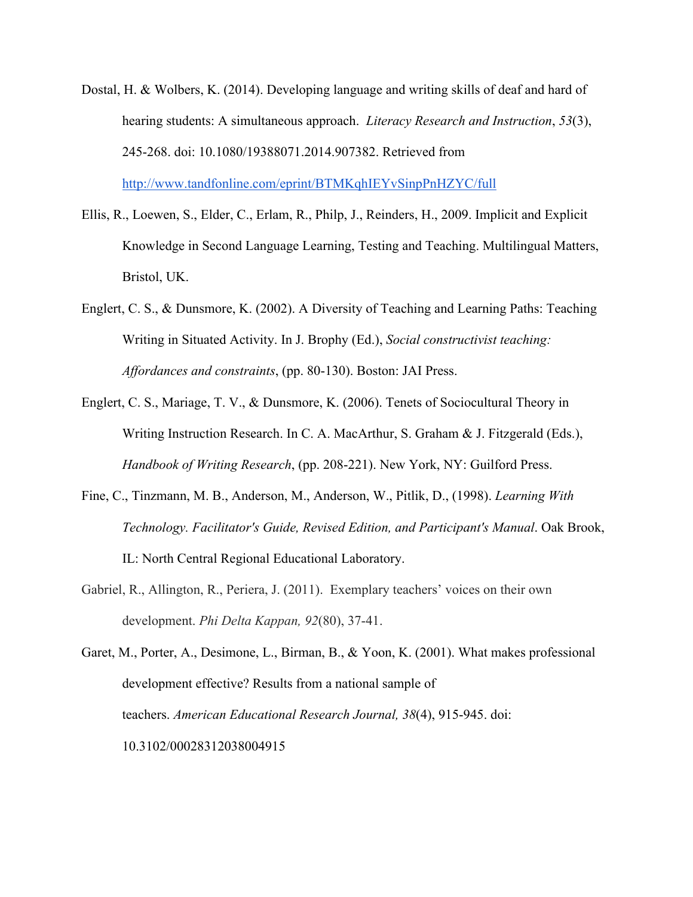Dostal, H. & Wolbers, K. (2014). Developing language and writing skills of deaf and hard of hearing students: A simultaneous approach. *Literacy Research and Instruction*, *53*(3), 245-268. doi: 10.1080/19388071.2014.907382. Retrieved from http://www.tandfonline.com/eprint/BTMKqhIEYvSinpPnHZYC/full

Ellis, R., Loewen, S., Elder, C., Erlam, R., Philp, J., Reinders, H., 2009. Implicit and Explicit Knowledge in Second Language Learning, Testing and Teaching. Multilingual Matters, Bristol, UK.

Englert, C. S., & Dunsmore, K. (2002). A Diversity of Teaching and Learning Paths: Teaching Writing in Situated Activity. In J. Brophy (Ed.), *Social constructivist teaching: Affordances and constraints*, (pp. 80-130). Boston: JAI Press.

Englert, C. S., Mariage, T. V., & Dunsmore, K. (2006). Tenets of Sociocultural Theory in Writing Instruction Research. In C. A. MacArthur, S. Graham & J. Fitzgerald (Eds.), *Handbook of Writing Research*, (pp. 208-221). New York, NY: Guilford Press.

Fine, C., Tinzmann, M. B., Anderson, M., Anderson, W., Pitlik, D., (1998). *Learning With Technology. Facilitator's Guide, Revised Edition, and Participant's Manual*. Oak Brook, IL: North Central Regional Educational Laboratory.

Gabriel, R., Allington, R., Periera, J. (2011). Exemplary teachers' voices on their own development. *Phi Delta Kappan, 92*(80), 37-41.

Garet, M., Porter, A., Desimone, L., Birman, B., & Yoon, K. (2001). What makes professional development effective? Results from a national sample of teachers. *American Educational Research Journal, 38*(4), 915-945. doi: 10.3102/00028312038004915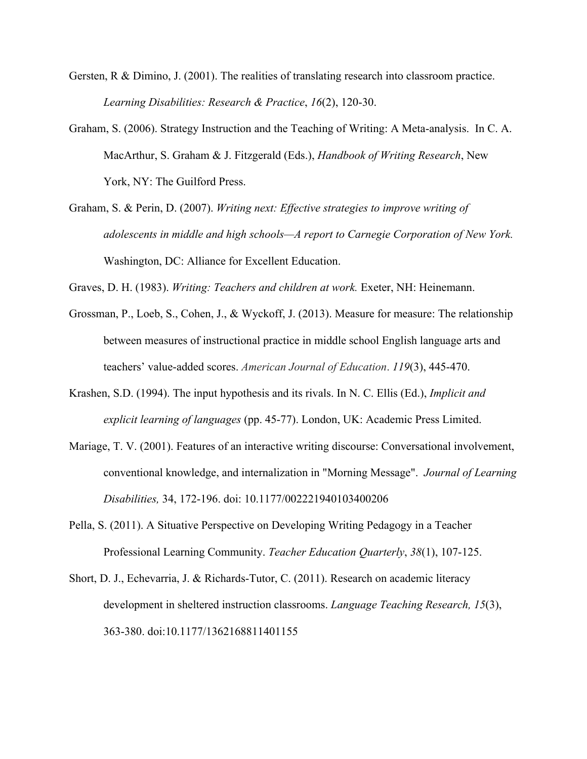Gersten, R & Dimino, J. (2001). The realities of translating research into classroom practice. *Learning Disabilities: Research & Practice*, *16*(2), 120-30.

Graham, S. (2006). Strategy Instruction and the Teaching of Writing: A Meta-analysis. In C. A. MacArthur, S. Graham & J. Fitzgerald (Eds.), *Handbook of Writing Research*, New York, NY: The Guilford Press.

Graham, S. & Perin, D. (2007). *Writing next: Effective strategies to improve writing of adolescents in middle and high schools—A report to Carnegie Corporation of New York.* Washington, DC: Alliance for Excellent Education.

Graves, D. H. (1983). *Writing: Teachers and children at work.* Exeter, NH: Heinemann.

Grossman, P., Loeb, S., Cohen, J., & Wyckoff, J. (2013). Measure for measure: The relationship between measures of instructional practice in middle school English language arts and teachers' value-added scores. *American Journal of Education*. *119*(3), 445-470.

Krashen, S.D. (1994). The input hypothesis and its rivals. In N. C. Ellis (Ed.), *Implicit and explicit learning of languages* (pp. 45-77). London, UK: Academic Press Limited.

Mariage, T. V. (2001). Features of an interactive writing discourse: Conversational involvement, conventional knowledge, and internalization in "Morning Message". *Journal of Learning Disabilities,* 34, 172-196. doi: 10.1177/002221940103400206

Pella, S. (2011). A Situative Perspective on Developing Writing Pedagogy in a Teacher Professional Learning Community. *Teacher Education Quarterly*, *38*(1), 107-125.

Short, D. J., Echevarria, J. & Richards-Tutor, C. (2011). Research on academic literacy development in sheltered instruction classrooms. *Language Teaching Research, 15*(3), 363-380. doi:10.1177/1362168811401155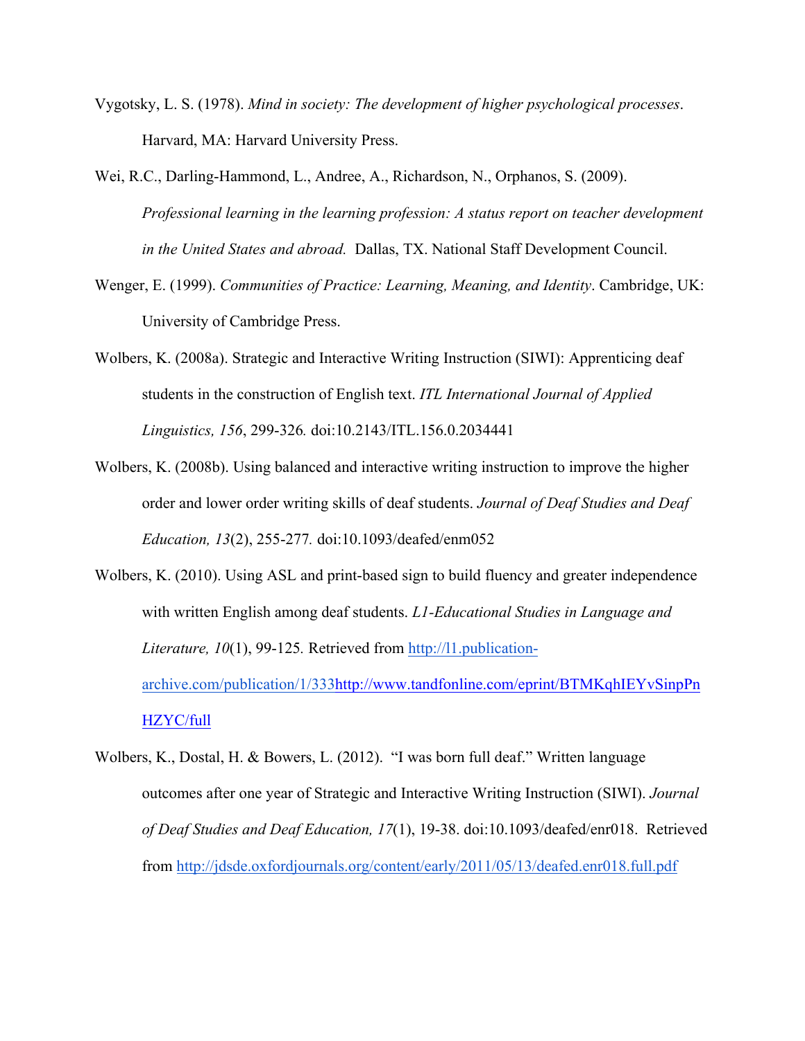Vygotsky, L. S. (1978). *Mind in society: The development of higher psychological processes*. Harvard, MA: Harvard University Press.

Wei, R.C., Darling-Hammond, L., Andree, A., Richardson, N., Orphanos, S. (2009). *Professional learning in the learning profession: A status report on teacher development in the United States and abroad.* Dallas, TX. National Staff Development Council.

Wenger, E. (1999). *Communities of Practice: Learning, Meaning, and Identity*. Cambridge, UK: University of Cambridge Press.

Wolbers, K. (2008a). Strategic and Interactive Writing Instruction (SIWI): Apprenticing deaf students in the construction of English text. *ITL International Journal of Applied Linguistics, 156*, 299-326. doi:10.2143/ITL.156.0.2034441

Wolbers, K. (2008b). Using balanced and interactive writing instruction to improve the higher order and lower order writing skills of deaf students. *Journal of Deaf Studies and Deaf Education, 13*(2), 255-277. doi:10.1093/deafed/enm052

Wolbers, K. (2010). Using ASL and print-based sign to build fluency and greater independence with written English among deaf students. *L1-Educational Studies in Language and Literature, 10*(1), 99-125. Retrieved from http://l1.publication-archive.com/publication/1/333http://www.tandfonline.com/eprint/BTMKqhIEYvSinpPnHZYC/full

Wolbers, K., Dostal, H. & Bowers, L. (2012). "I was born full deaf." Written language outcomes after one year of Strategic and Interactive Writing Instruction (SIWI). *Journal of Deaf Studies and Deaf Education, 17*(1), 19-38. doi:10.1093/deafed/enr018. Retrieved from http://jdsde.oxfordjournals.org/content/early/2011/05/13/deafed.enr018.full.pdf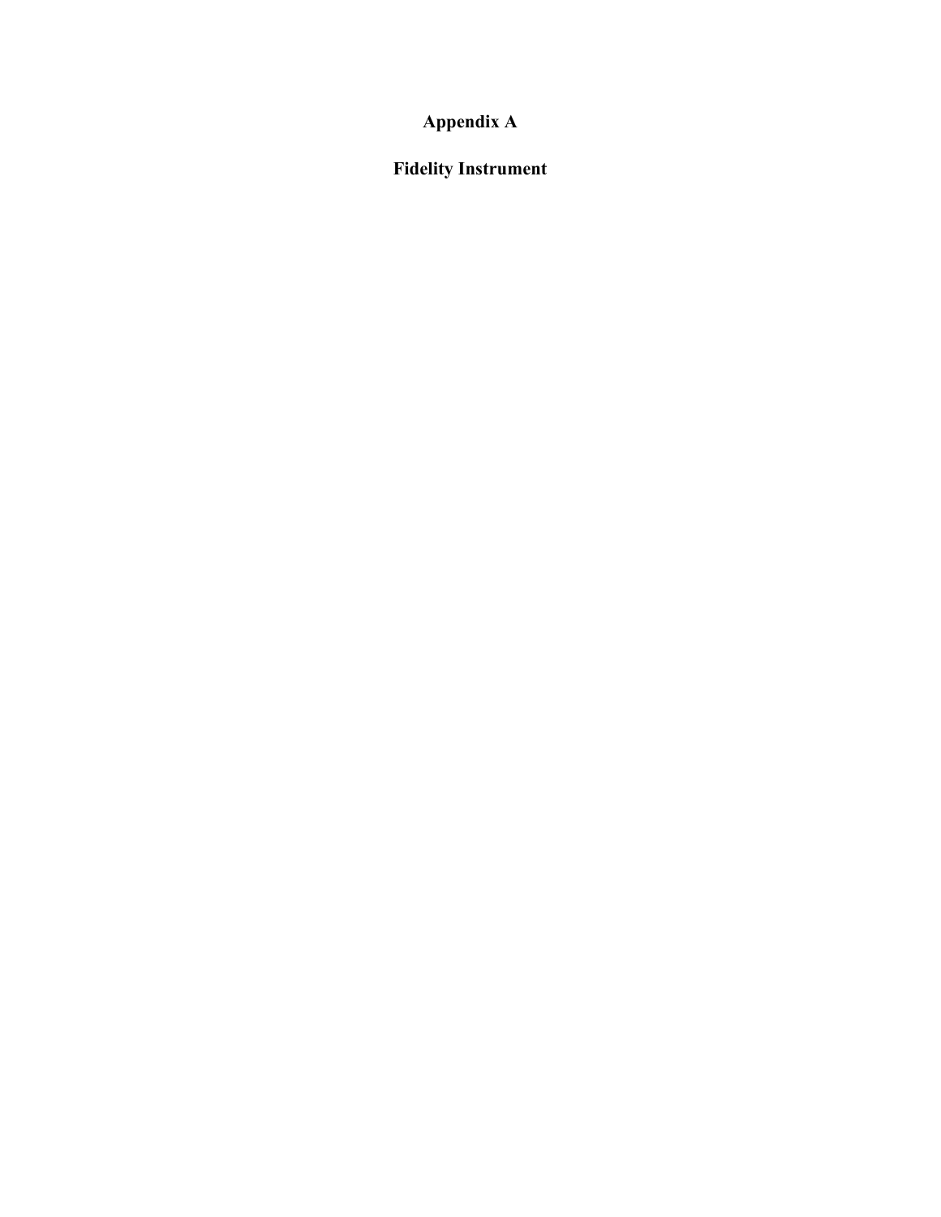# Appendix A

## Fidelity Instrument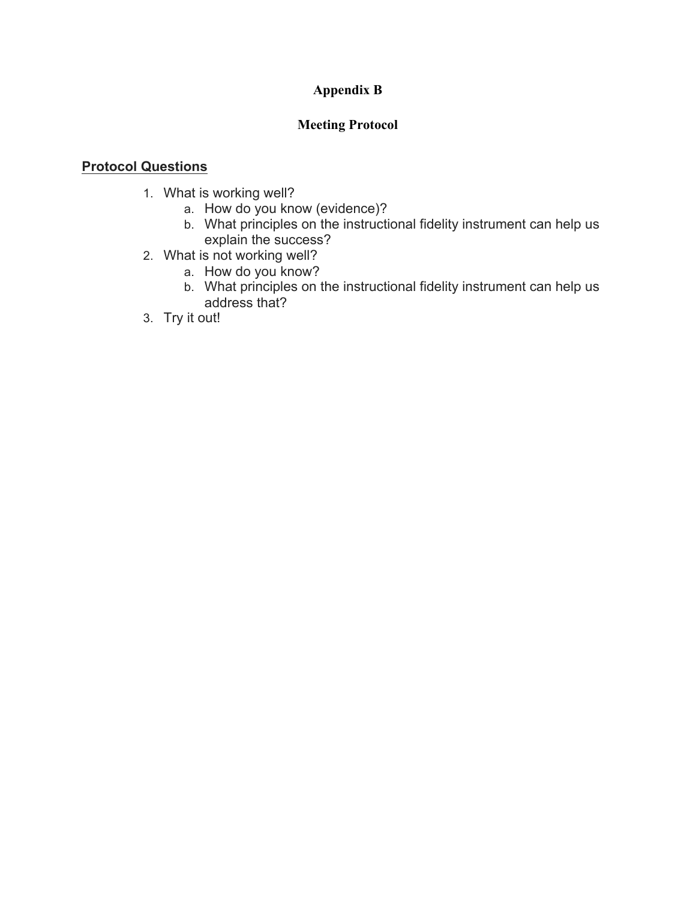# Appendix B

## Meeting Protocol

**Protocol Questions**

1. What is working well?
    a. How do you know (evidence)?
    b. What principles on the instructional fidelity instrument can help us explain the success?
2. What is not working well?
    a. How do you know?
    b. What principles on the instructional fidelity instrument can help us address that?
3. Try it out!